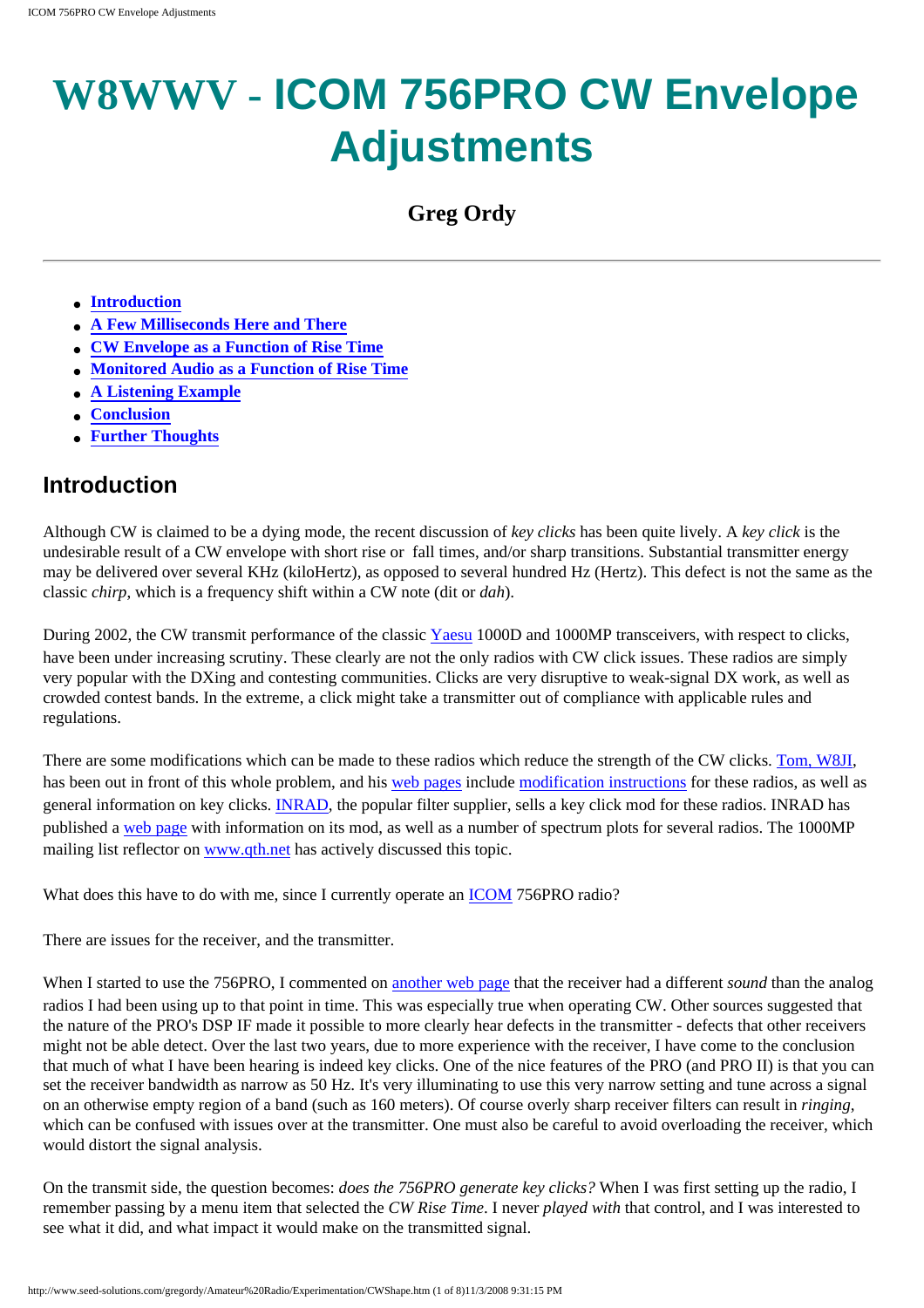# W8WWV - ICOM 756PRO CW Envelope Adjustments

**Greg Ordy**

---

- **Introduction**
- **A Few Milliseconds Here and There**
- **CW Envelope as a Function of Rise Time**
- **Monitored Audio as a Function of Rise Time**
- **A Listening Example**
- **Conclusion**
- **Further Thoughts**

## Introduction

Although CW is claimed to be a dying mode, the recent discussion of *key clicks* has been quite lively. A *key click* is the undesirable result of a CW envelope with short rise or fall times, and/or sharp transitions. Substantial transmitter energy may be delivered over several KHz (kiloHertz), as opposed to several hundred Hz (Hertz). This defect is not the same as the classic *chirp*, which is a frequency shift within a CW note (dit or *dah*).

During 2002, the CW transmit performance of the classic Yaesu 1000D and 1000MP transceivers, with respect to clicks, have been under increasing scrutiny. These clearly are not the only radios with CW click issues. These radios are simply very popular with the DXing and contesting communities. Clicks are very disruptive to weak-signal DX work, as well as crowded contest bands. In the extreme, a click might take a transmitter out of compliance with applicable rules and regulations.

There are some modifications which can be made to these radios which reduce the strength of the CW clicks. Tom, W8JI, has been out in front of this whole problem, and his web pages include modification instructions for these radios, as well as general information on key clicks. INRAD, the popular filter supplier, sells a key click mod for these radios. INRAD has published a web page with information on its mod, as well as a number of spectrum plots for several radios. The 1000MP mailing list reflector on www.qth.net has actively discussed this topic.

What does this have to do with me, since I currently operate an ICOM 756PRO radio?

There are issues for the receiver, and the transmitter.

When I started to use the 756PRO, I commented on another web page that the receiver had a different *sound* than the analog radios I had been using up to that point in time. This was especially true when operating CW. Other sources suggested that the nature of the PRO's DSP IF made it possible to more clearly hear defects in the transmitter - defects that other receivers might not be able detect. Over the last two years, due to more experience with the receiver, I have come to the conclusion that much of what I have been hearing is indeed key clicks. One of the nice features of the PRO (and PRO II) is that you can set the receiver bandwidth as narrow as 50 Hz. It's very illuminating to use this very narrow setting and tune across a signal on an otherwise empty region of a band (such as 160 meters). Of course overly sharp receiver filters can result in *ringing*, which can be confused with issues over at the transmitter. One must also be careful to avoid overloading the receiver, which would distort the signal analysis.

On the transmit side, the question becomes: *does the 756PRO generate key clicks?* When I was first setting up the radio, I remember passing by a menu item that selected the *CW Rise Time*. I never *played with* that control, and I was interested to see what it did, and what impact it would make on the transmitted signal.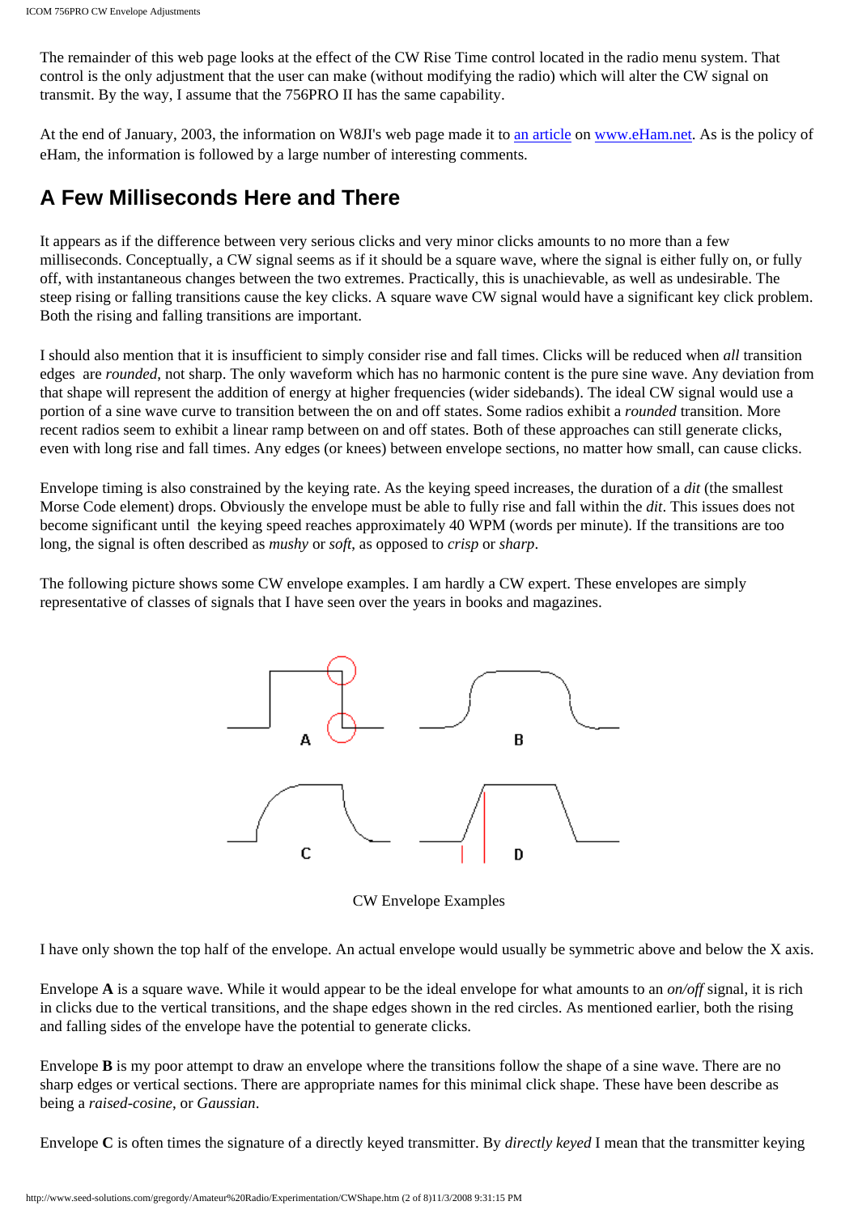The remainder of this web page looks at the effect of the CW Rise Time control located in the radio menu system. That control is the only adjustment that the user can make (without modifying the radio) which will alter the CW signal on transmit. By the way, I assume that the 756PRO II has the same capability.

At the end of January, 2003, the information on W8JI's web page made it to an article on www.eHam.net. As is the policy of eHam, the information is followed by a large number of interesting comments.

## A Few Milliseconds Here and There

It appears as if the difference between very serious clicks and very minor clicks amounts to no more than a few milliseconds. Conceptually, a CW signal seems as if it should be a square wave, where the signal is either fully on, or fully off, with instantaneous changes between the two extremes. Practically, this is unachievable, as well as undesirable. The steep rising or falling transitions cause the key clicks. A square wave CW signal would have a significant key click problem. Both the rising and falling transitions are important.

I should also mention that it is insufficient to simply consider rise and fall times. Clicks will be reduced when *all* transition edges are *rounded*, not sharp. The only waveform which has no harmonic content is the pure sine wave. Any deviation from that shape will represent the addition of energy at higher frequencies (wider sidebands). The ideal CW signal would use a portion of a sine wave curve to transition between the on and off states. Some radios exhibit a *rounded* transition. More recent radios seem to exhibit a linear ramp between on and off states. Both of these approaches can still generate clicks, even with long rise and fall times. Any edges (or knees) between envelope sections, no matter how small, can cause clicks.

Envelope timing is also constrained by the keying rate. As the keying speed increases, the duration of a *dit* (the smallest Morse Code element) drops. Obviously the envelope must be able to fully rise and fall within the *dit*. This issues does not become significant until the keying speed reaches approximately 40 WPM (words per minute). If the transitions are too long, the signal is often described as *mushy* or *soft*, as opposed to *crisp* or *sharp*.

The following picture shows some CW envelope examples. I am hardly a CW expert. These envelopes are simply representative of classes of signals that I have seen over the years in books and magazines.

CW Envelope Examples

I have only shown the top half of the envelope. An actual envelope would usually be symmetric above and below the X axis.

Envelope **A** is a square wave. While it would appear to be the ideal envelope for what amounts to an *on/off* signal, it is rich in clicks due to the vertical transitions, and the shape edges shown in the red circles. As mentioned earlier, both the rising and falling sides of the envelope have the potential to generate clicks.

Envelope **B** is my poor attempt to draw an envelope where the transitions follow the shape of a sine wave. There are no sharp edges or vertical sections. There are appropriate names for this minimal click shape. These have been describe as being a *raised-cosine*, or *Gaussian*.

Envelope **C** is often times the signature of a directly keyed transmitter. By *directly keyed* I mean that the transmitter keying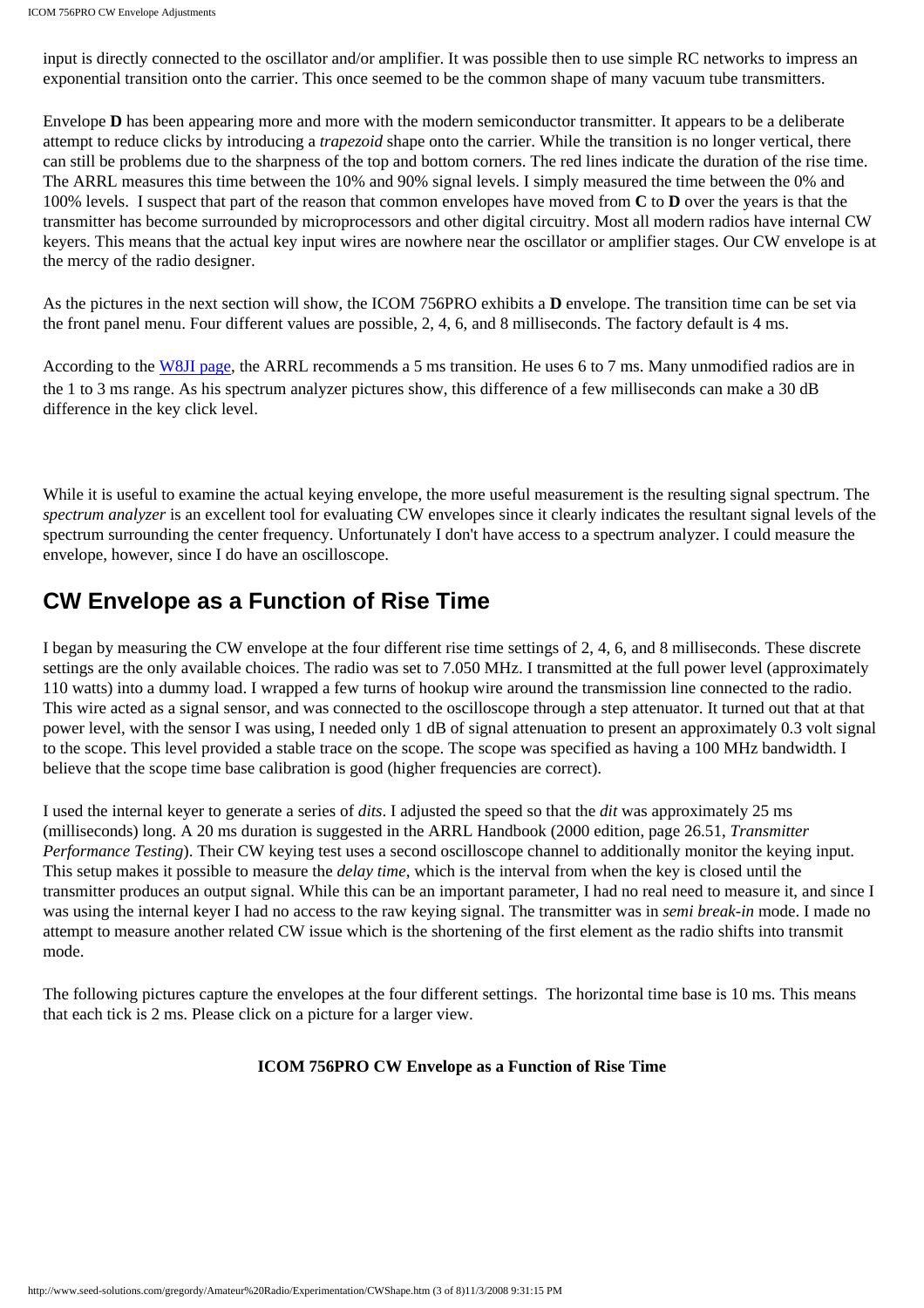input is directly connected to the oscillator and/or amplifier. It was possible then to use simple RC networks to impress an exponential transition onto the carrier. This once seemed to be the common shape of many vacuum tube transmitters.

Envelope **D** has been appearing more and more with the modern semiconductor transmitter. It appears to be a deliberate attempt to reduce clicks by introducing a *trapezoid* shape onto the carrier. While the transition is no longer vertical, there can still be problems due to the sharpness of the top and bottom corners. The red lines indicate the duration of the rise time. The ARRL measures this time between the 10% and 90% signal levels. I simply measured the time between the 0% and 100% levels. I suspect that part of the reason that common envelopes have moved from **C** to **D** over the years is that the transmitter has become surrounded by microprocessors and other digital circuitry. Most all modern radios have internal CW keyers. This means that the actual key input wires are nowhere near the oscillator or amplifier stages. Our CW envelope is at the mercy of the radio designer.

As the pictures in the next section will show, the ICOM 756PRO exhibits a **D** envelope. The transition time can be set via the front panel menu. Four different values are possible, 2, 4, 6, and 8 milliseconds. The factory default is 4 ms.

According to the W8JI page, the ARRL recommends a 5 ms transition. He uses 6 to 7 ms. Many unmodified radios are in the 1 to 3 ms range. As his spectrum analyzer pictures show, this difference of a few milliseconds can make a 30 dB difference in the key click level.

While it is useful to examine the actual keying envelope, the more useful measurement is the resulting signal spectrum. The *spectrum analyzer* is an excellent tool for evaluating CW envelopes since it clearly indicates the resultant signal levels of the spectrum surrounding the center frequency. Unfortunately I don't have access to a spectrum analyzer. I could measure the envelope, however, since I do have an oscilloscope.

## CW Envelope as a Function of Rise Time

I began by measuring the CW envelope at the four different rise time settings of 2, 4, 6, and 8 milliseconds. These discrete settings are the only available choices. The radio was set to 7.050 MHz. I transmitted at the full power level (approximately 110 watts) into a dummy load. I wrapped a few turns of hookup wire around the transmission line connected to the radio. This wire acted as a signal sensor, and was connected to the oscilloscope through a step attenuator. It turned out that at that power level, with the sensor I was using, I needed only 1 dB of signal attenuation to present an approximately 0.3 volt signal to the scope. This level provided a stable trace on the scope. The scope was specified as having a 100 MHz bandwidth. I believe that the scope time base calibration is good (higher frequencies are correct).

I used the internal keyer to generate a series of *dits*. I adjusted the speed so that the *dit* was approximately 25 ms (milliseconds) long. A 20 ms duration is suggested in the ARRL Handbook (2000 edition, page 26.51, *Transmitter Performance Testing*). Their CW keying test uses a second oscilloscope channel to additionally monitor the keying input. This setup makes it possible to measure the *delay time*, which is the interval from when the key is closed until the transmitter produces an output signal. While this can be an important parameter, I had no real need to measure it, and since I was using the internal keyer I had no access to the raw keying signal. The transmitter was in *semi break-in* mode. I made no attempt to measure another related CW issue which is the shortening of the first element as the radio shifts into transmit mode.

The following pictures capture the envelopes at the four different settings. The horizontal time base is 10 ms. This means that each tick is 2 ms. Please click on a picture for a larger view.

**ICOM 756PRO CW Envelope as a Function of Rise Time**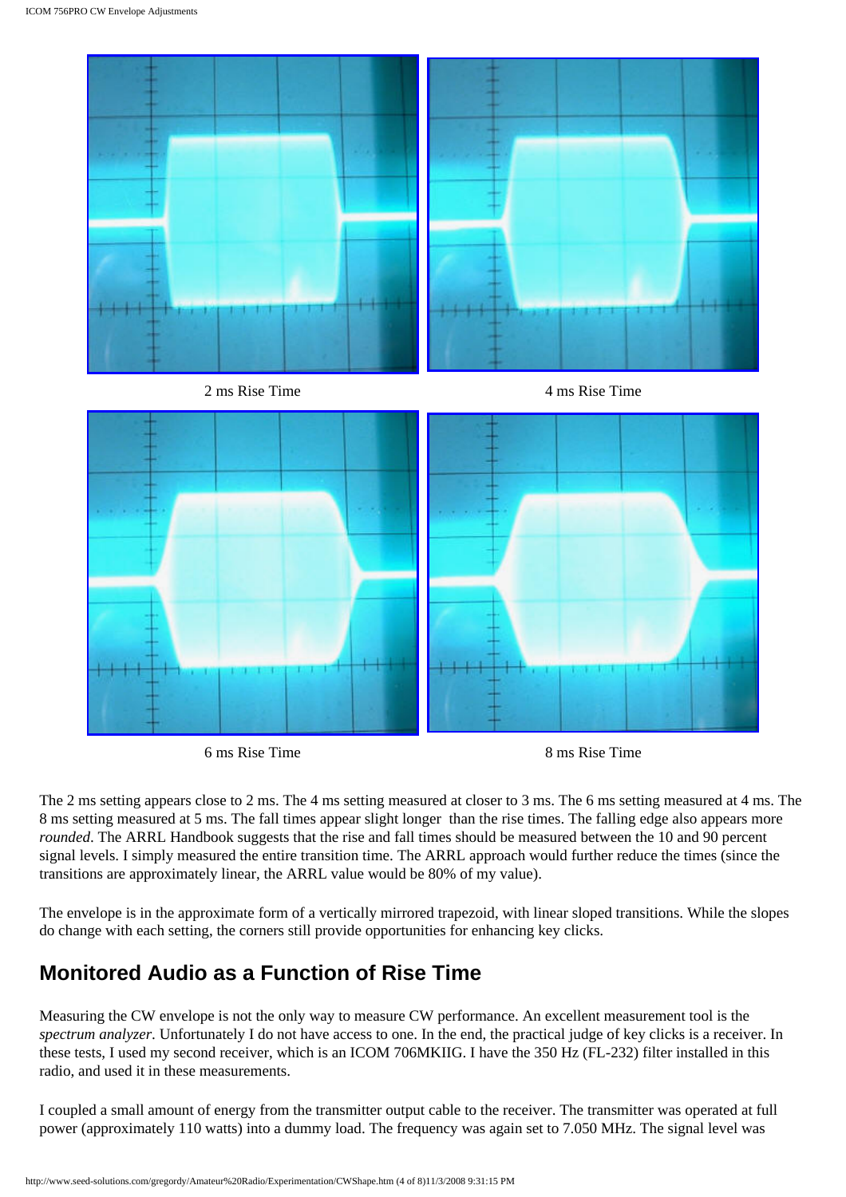2 ms Rise Time

4 ms Rise Time

6 ms Rise Time

8 ms Rise Time

The 2 ms setting appears close to 2 ms. The 4 ms setting measured at closer to 3 ms. The 6 ms setting measured at 4 ms. The 8 ms setting measured at 5 ms. The fall times appear slight longer than the rise times. The falling edge also appears more *rounded*. The ARRL Handbook suggests that the rise and fall times should be measured between the 10 and 90 percent signal levels. I simply measured the entire transition time. The ARRL approach would further reduce the times (since the transitions are approximately linear, the ARRL value would be 80% of my value).

The envelope is in the approximate form of a vertically mirrored trapezoid, with linear sloped transitions. While the slopes do change with each setting, the corners still provide opportunities for enhancing key clicks.

## Monitored Audio as a Function of Rise Time

Measuring the CW envelope is not the only way to measure CW performance. An excellent measurement tool is the *spectrum analyzer*. Unfortunately I do not have access to one. In the end, the practical judge of key clicks is a receiver. In these tests, I used my second receiver, which is an ICOM 706MKIIG. I have the 350 Hz (FL-232) filter installed in this radio, and used it in these measurements.

I coupled a small amount of energy from the transmitter output cable to the receiver. The transmitter was operated at full power (approximately 110 watts) into a dummy load. The frequency was again set to 7.050 MHz. The signal level was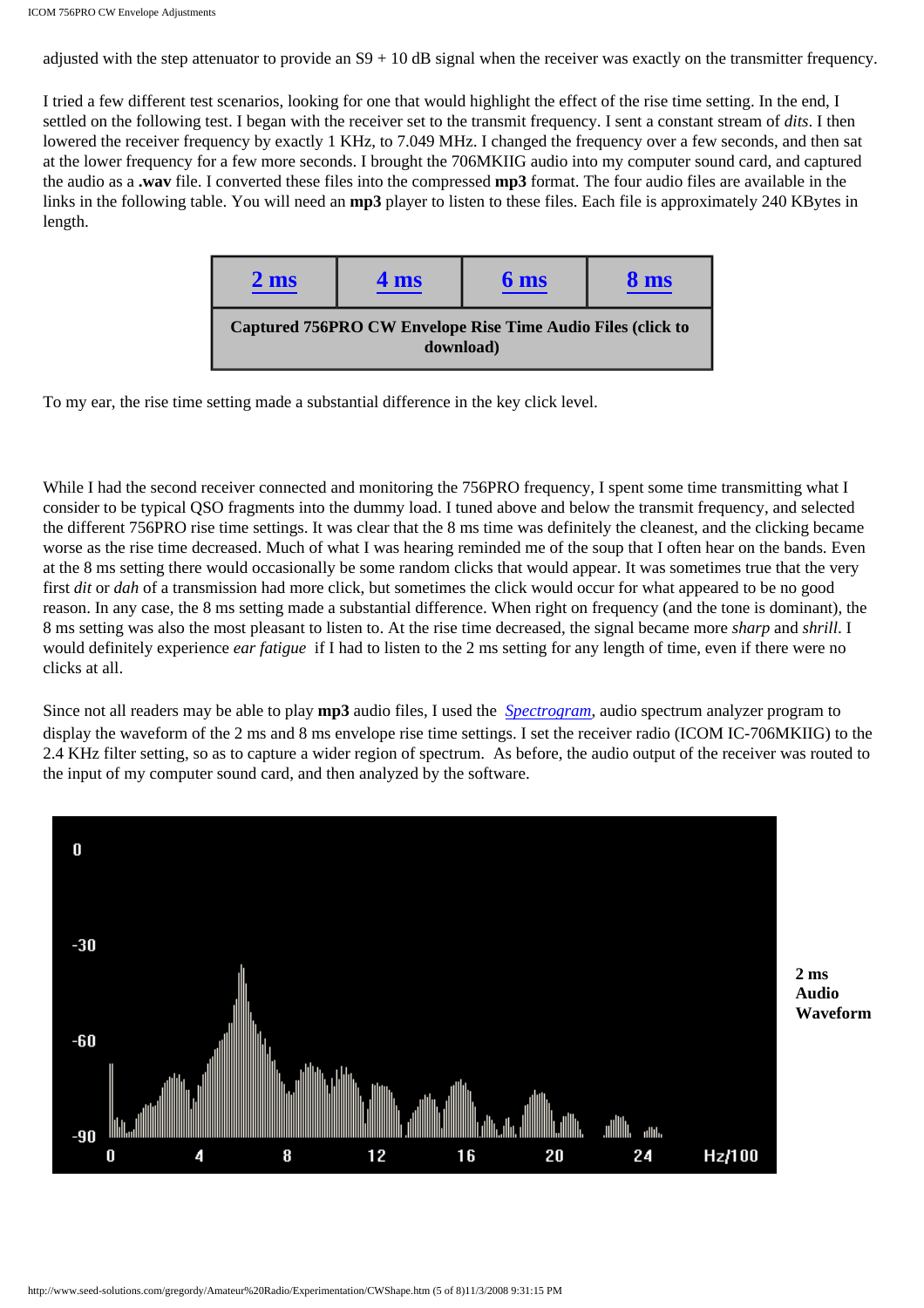adjusted with the step attenuator to provide an S9 + 10 dB signal when the receiver was exactly on the transmitter frequency.

I tried a few different test scenarios, looking for one that would highlight the effect of the rise time setting. In the end, I settled on the following test. I began with the receiver set to the transmit frequency. I sent a constant stream of *dits*. I then lowered the receiver frequency by exactly 1 KHz, to 7.049 MHz. I changed the frequency over a few seconds, and then sat at the lower frequency for a few more seconds. I brought the 706MKIIG audio into my computer sound card, and captured the audio as a **.wav** file. I converted these files into the compressed **mp3** format. The four audio files are available in the links in the following table. You will need an **mp3** player to listen to these files. Each file is approximately 240 KBytes in length.

| 2 ms | 4 ms | 6 ms | 8 ms |
|---|---|---|---|
| **Captured 756PRO CW Envelope Rise Time Audio Files (click to download)** | | | |

To my ear, the rise time setting made a substantial difference in the key click level.

While I had the second receiver connected and monitoring the 756PRO frequency, I spent some time transmitting what I consider to be typical QSO fragments into the dummy load. I tuned above and below the transmit frequency, and selected the different 756PRO rise time settings. It was clear that the 8 ms time was definitely the cleanest, and the clicking became worse as the rise time decreased. Much of what I was hearing reminded me of the soup that I often hear on the bands. Even at the 8 ms setting there would occasionally be some random clicks that would appear. It was sometimes true that the very first *dit* or *dah* of a transmission had more click, but sometimes the click would occur for what appeared to be no good reason. In any case, the 8 ms setting made a substantial difference. When right on frequency (and the tone is dominant), the 8 ms setting was also the most pleasant to listen to. At the rise time decreased, the signal became more *sharp* and *shrill*. I would definitely experience *ear fatigue* if I had to listen to the 2 ms setting for any length of time, even if there were no clicks at all.

Since not all readers may be able to play **mp3** audio files, I used the *Spectrogram*, audio spectrum analyzer program to display the waveform of the 2 ms and 8 ms envelope rise time settings. I set the receiver radio (ICOM IC-706MKIIG) to the 2.4 KHz filter setting, so as to capture a wider region of spectrum. As before, the audio output of the receiver was routed to the input of my computer sound card, and then analyzed by the software.

**2 ms Audio Waveform**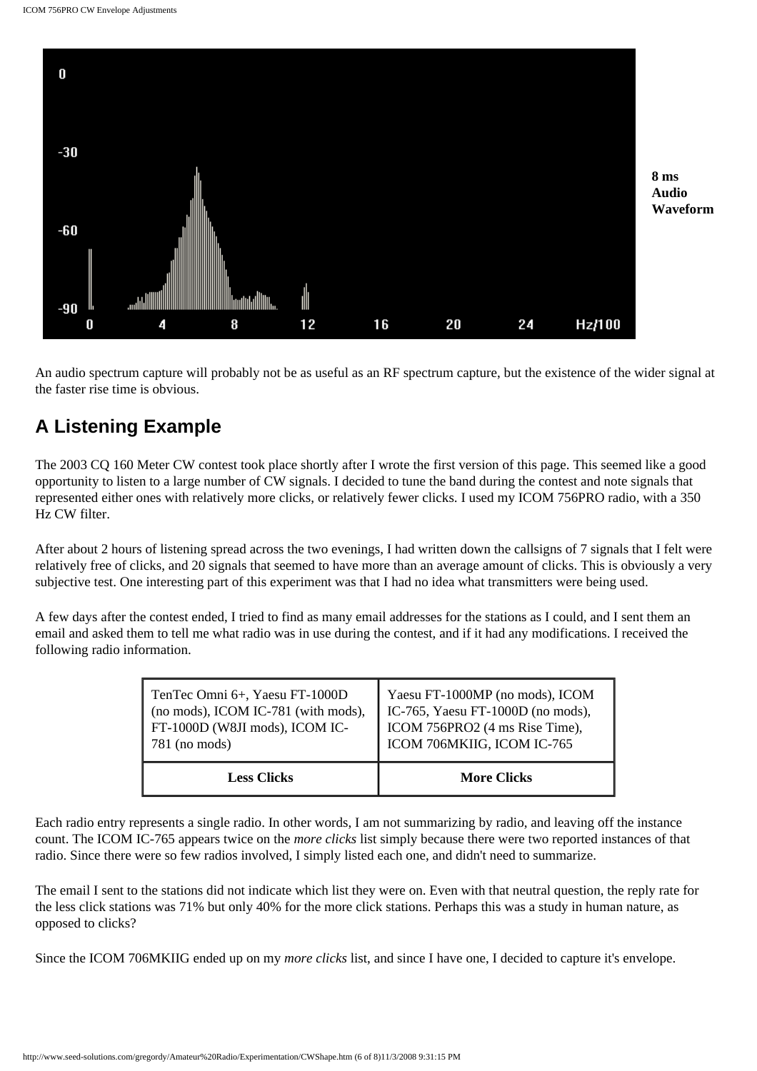8 ms Audio Waveform

An audio spectrum capture will probably not be as useful as an RF spectrum capture, but the existence of the wider signal at the faster rise time is obvious.

## A Listening Example

The 2003 CQ 160 Meter CW contest took place shortly after I wrote the first version of this page. This seemed like a good opportunity to listen to a large number of CW signals. I decided to tune the band during the contest and note signals that represented either ones with relatively more clicks, or relatively fewer clicks. I used my ICOM 756PRO radio, with a 350 Hz CW filter.

After about 2 hours of listening spread across the two evenings, I had written down the callsigns of 7 signals that I felt were relatively free of clicks, and 20 signals that seemed to have more than an average amount of clicks. This is obviously a very subjective test. One interesting part of this experiment was that I had no idea what transmitters were being used.

A few days after the contest ended, I tried to find as many email addresses for the stations as I could, and I sent them an email and asked them to tell me what radio was in use during the contest, and if it had any modifications. I received the following radio information.

| TenTec Omni 6+, Yaesu FT-1000D (no mods), ICOM IC-781 (with mods), FT-1000D (W8JI mods), ICOM IC-781 (no mods) | Yaesu FT-1000MP (no mods), ICOM IC-765, Yaesu FT-1000D (no mods), ICOM 756PRO2 (4 ms Rise Time), ICOM 706MKIIG, ICOM IC-765 |
|---|---|
| **Less Clicks** | **More Clicks** |

Each radio entry represents a single radio. In other words, I am not summarizing by radio, and leaving off the instance count. The ICOM IC-765 appears twice on the *more clicks* list simply because there were two reported instances of that radio. Since there were so few radios involved, I simply listed each one, and didn't need to summarize.

The email I sent to the stations did not indicate which list they were on. Even with that neutral question, the reply rate for the less click stations was 71% but only 40% for the more click stations. Perhaps this was a study in human nature, as opposed to clicks?

Since the ICOM 706MKIIG ended up on my *more clicks* list, and since I have one, I decided to capture it's envelope.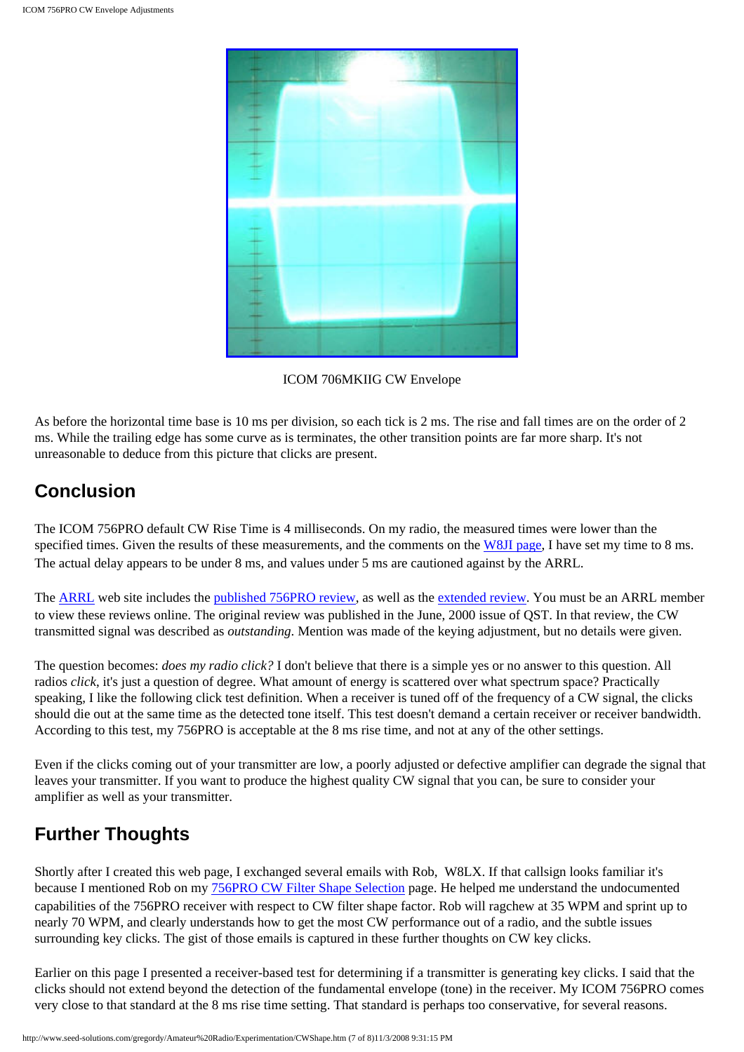ICOM 706MKIIG CW Envelope

As before the horizontal time base is 10 ms per division, so each tick is 2 ms. The rise and fall times are on the order of 2 ms. While the trailing edge has some curve as is terminates, the other transition points are far more sharp. It's not unreasonable to deduce from this picture that clicks are present.

## Conclusion

The ICOM 756PRO default CW Rise Time is 4 milliseconds. On my radio, the measured times were lower than the specified times. Given the results of these measurements, and the comments on the W8JI page, I have set my time to 8 ms. The actual delay appears to be under 8 ms, and values under 5 ms are cautioned against by the ARRL.

The ARRL web site includes the published 756PRO review, as well as the extended review. You must be an ARRL member to view these reviews online. The original review was published in the June, 2000 issue of QST. In that review, the CW transmitted signal was described as *outstanding*. Mention was made of the keying adjustment, but no details were given.

The question becomes: *does my radio click?* I don't believe that there is a simple yes or no answer to this question. All radios *click*, it's just a question of degree. What amount of energy is scattered over what spectrum space? Practically speaking, I like the following click test definition. When a receiver is tuned off of the frequency of a CW signal, the clicks should die out at the same time as the detected tone itself. This test doesn't demand a certain receiver or receiver bandwidth. According to this test, my 756PRO is acceptable at the 8 ms rise time, and not at any of the other settings.

Even if the clicks coming out of your transmitter are low, a poorly adjusted or defective amplifier can degrade the signal that leaves your transmitter. If you want to produce the highest quality CW signal that you can, be sure to consider your amplifier as well as your transmitter.

## Further Thoughts

Shortly after I created this web page, I exchanged several emails with Rob, W8LX. If that callsign looks familiar it's because I mentioned Rob on my 756PRO CW Filter Shape Selection page. He helped me understand the undocumented capabilities of the 756PRO receiver with respect to CW filter shape factor. Rob will ragchew at 35 WPM and sprint up to nearly 70 WPM, and clearly understands how to get the most CW performance out of a radio, and the subtle issues surrounding key clicks. The gist of those emails is captured in these further thoughts on CW key clicks.

Earlier on this page I presented a receiver-based test for determining if a transmitter is generating key clicks. I said that the clicks should not extend beyond the detection of the fundamental envelope (tone) in the receiver. My ICOM 756PRO comes very close to that standard at the 8 ms rise time setting. That standard is perhaps too conservative, for several reasons.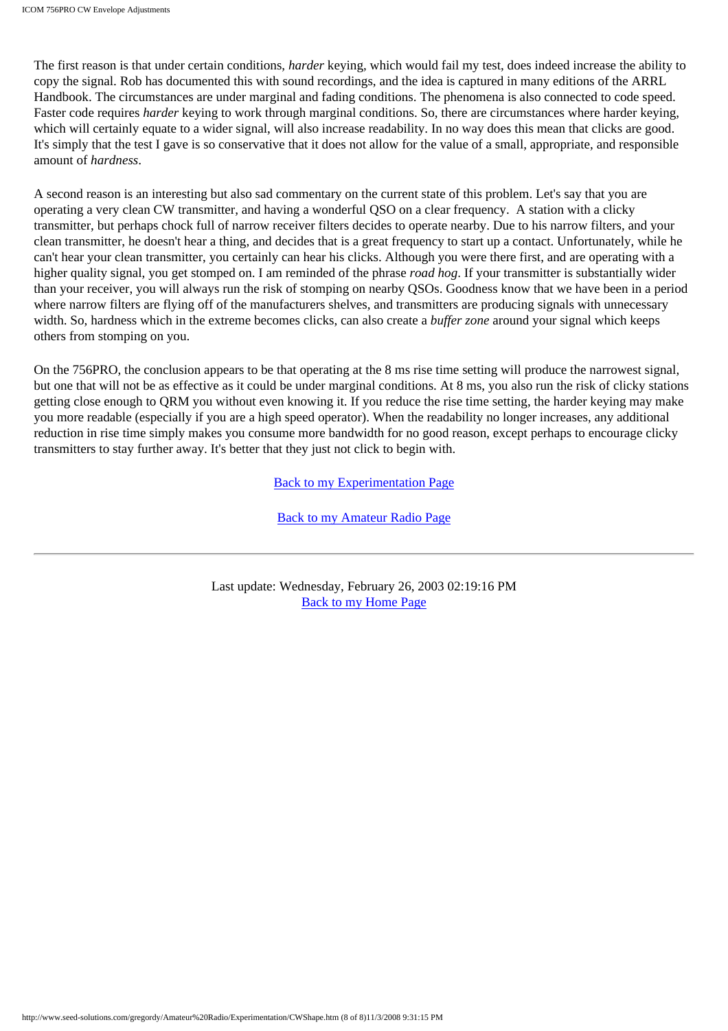The first reason is that under certain conditions, *harder* keying, which would fail my test, does indeed increase the ability to copy the signal. Rob has documented this with sound recordings, and the idea is captured in many editions of the ARRL Handbook. The circumstances are under marginal and fading conditions. The phenomena is also connected to code speed. Faster code requires *harder* keying to work through marginal conditions. So, there are circumstances where harder keying, which will certainly equate to a wider signal, will also increase readability. In no way does this mean that clicks are good. It's simply that the test I gave is so conservative that it does not allow for the value of a small, appropriate, and responsible amount of *hardness*.

A second reason is an interesting but also sad commentary on the current state of this problem. Let's say that you are operating a very clean CW transmitter, and having a wonderful QSO on a clear frequency. A station with a clicky transmitter, but perhaps chock full of narrow receiver filters decides to operate nearby. Due to his narrow filters, and your clean transmitter, he doesn't hear a thing, and decides that is a great frequency to start up a contact. Unfortunately, while he can't hear your clean transmitter, you certainly can hear his clicks. Although you were there first, and are operating with a higher quality signal, you get stomped on. I am reminded of the phrase *road hog*. If your transmitter is substantially wider than your receiver, you will always run the risk of stomping on nearby QSOs. Goodness know that we have been in a period where narrow filters are flying off of the manufacturers shelves, and transmitters are producing signals with unnecessary width. So, hardness which in the extreme becomes clicks, can also create a *buffer zone* around your signal which keeps others from stomping on you.

On the 756PRO, the conclusion appears to be that operating at the 8 ms rise time setting will produce the narrowest signal, but one that will not be as effective as it could be under marginal conditions. At 8 ms, you also run the risk of clicky stations getting close enough to QRM you without even knowing it. If you reduce the rise time setting, the harder keying may make you more readable (especially if you are a high speed operator). When the readability no longer increases, any additional reduction in rise time simply makes you consume more bandwidth for no good reason, except perhaps to encourage clicky transmitters to stay further away. It's better that they just not click to begin with.

Back to my Experimentation Page

Back to my Amateur Radio Page

---

Last update: Wednesday, February 26, 2003 02:19:16 PM
Back to my Home Page